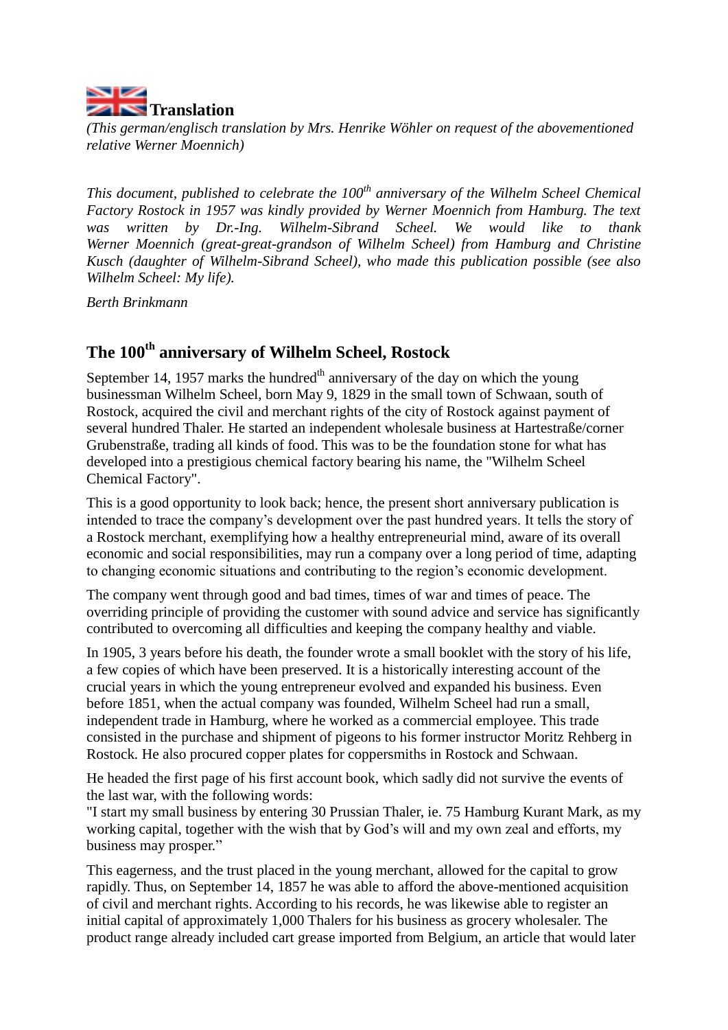# Translation

*(This german/englisch translation by Mrs. Henrike Wöhler on request of the abovementioned relative Werner Moennich)*

*This document, published to celebrate the 100th anniversary of the Wilhelm Scheel Chemical Factory Rostock in 1957 was kindly provided by Werner Moennich from Hamburg. The text was written by Dr.-Ing. Wilhelm-Sibrand Scheel. We would like to thank Werner Moennich (great-great-grandson of Wilhelm Scheel) from Hamburg and Christine Kusch (daughter of Wilhelm-Sibrand Scheel), who made this publication possible (see also Wilhelm Scheel: My life).*

*Berth Brinkmann*

## The 100th anniversary of Wilhelm Scheel, Rostock

September 14, 1957 marks the hundredth anniversary of the day on which the young businessman Wilhelm Scheel, born May 9, 1829 in the small town of Schwaan, south of Rostock, acquired the civil and merchant rights of the city of Rostock against payment of several hundred Thaler. He started an independent wholesale business at Hartestraße/corner Grubenstraße, trading all kinds of food. This was to be the foundation stone for what has developed into a prestigious chemical factory bearing his name, the "Wilhelm Scheel Chemical Factory".

This is a good opportunity to look back; hence, the present short anniversary publication is intended to trace the company's development over the past hundred years. It tells the story of a Rostock merchant, exemplifying how a healthy entrepreneurial mind, aware of its overall economic and social responsibilities, may run a company over a long period of time, adapting to changing economic situations and contributing to the region's economic development.

The company went through good and bad times, times of war and times of peace. The overriding principle of providing the customer with sound advice and service has significantly contributed to overcoming all difficulties and keeping the company healthy and viable.

In 1905, 3 years before his death, the founder wrote a small booklet with the story of his life, a few copies of which have been preserved. It is a historically interesting account of the crucial years in which the young entrepreneur evolved and expanded his business. Even before 1851, when the actual company was founded, Wilhelm Scheel had run a small, independent trade in Hamburg, where he worked as a commercial employee. This trade consisted in the purchase and shipment of pigeons to his former instructor Moritz Rehberg in Rostock. He also procured copper plates for coppersmiths in Rostock and Schwaan.

He headed the first page of his first account book, which sadly did not survive the events of the last war, with the following words:
"I start my small business by entering 30 Prussian Thaler, ie. 75 Hamburg Kurant Mark, as my working capital, together with the wish that by God's will and my own zeal and efforts, my business may prosper."

This eagerness, and the trust placed in the young merchant, allowed for the capital to grow rapidly. Thus, on September 14, 1857 he was able to afford the above-mentioned acquisition of civil and merchant rights. According to his records, he was likewise able to register an initial capital of approximately 1,000 Thalers for his business as grocery wholesaler. The product range already included cart grease imported from Belgium, an article that would later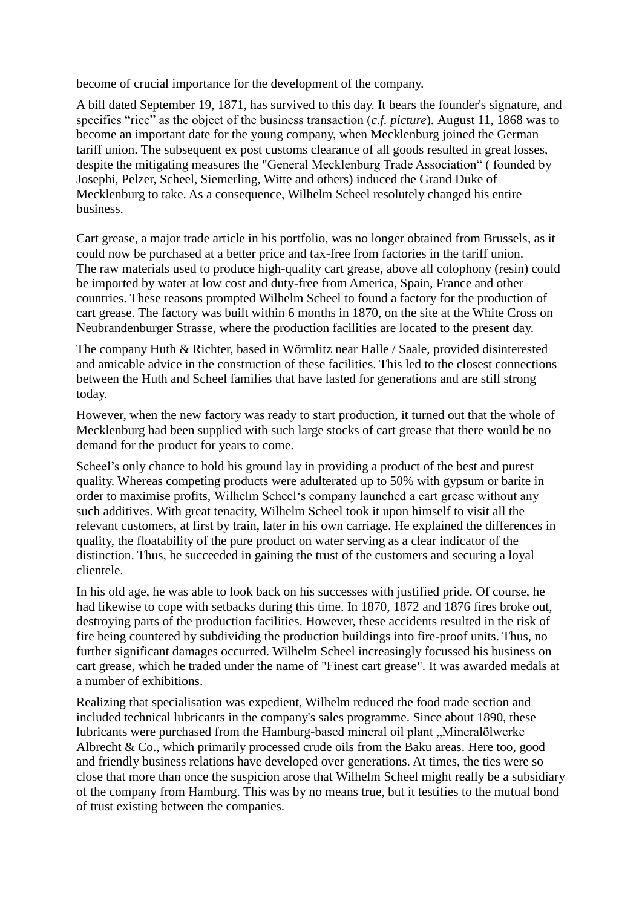become of crucial importance for the development of the company.

A bill dated September 19, 1871, has survived to this day. It bears the founder's signature, and specifies "rice" as the object of the business transaction (*c.f. picture*). August 11, 1868 was to become an important date for the young company, when Mecklenburg joined the German tariff union. The subsequent ex post customs clearance of all goods resulted in great losses, despite the mitigating measures the "General Mecklenburg Trade Association" ( founded by Josephi, Pelzer, Scheel, Siemerling, Witte and others) induced the Grand Duke of Mecklenburg to take. As a consequence, Wilhelm Scheel resolutely changed his entire business.

Cart grease, a major trade article in his portfolio, was no longer obtained from Brussels, as it could now be purchased at a better price and tax-free from factories in the tariff union. The raw materials used to produce high-quality cart grease, above all colophony (resin) could be imported by water at low cost and duty-free from America, Spain, France and other countries. These reasons prompted Wilhelm Scheel to found a factory for the production of cart grease. The factory was built within 6 months in 1870, on the site at the White Cross on Neubrandenburger Strasse, where the production facilities are located to the present day.

The company Huth & Richter, based in Wörmlitz near Halle / Saale, provided disinterested and amicable advice in the construction of these facilities. This led to the closest connections between the Huth and Scheel families that have lasted for generations and are still strong today.

However, when the new factory was ready to start production, it turned out that the whole of Mecklenburg had been supplied with such large stocks of cart grease that there would be no demand for the product for years to come.

Scheel's only chance to hold his ground lay in providing a product of the best and purest quality. Whereas competing products were adulterated up to 50% with gypsum or barite in order to maximise profits, Wilhelm Scheel's company launched a cart grease without any such additives. With great tenacity, Wilhelm Scheel took it upon himself to visit all the relevant customers, at first by train, later in his own carriage. He explained the differences in quality, the floatability of the pure product on water serving as a clear indicator of the distinction. Thus, he succeeded in gaining the trust of the customers and securing a loyal clientele.

In his old age, he was able to look back on his successes with justified pride. Of course, he had likewise to cope with setbacks during this time. In 1870, 1872 and 1876 fires broke out, destroying parts of the production facilities. However, these accidents resulted in the risk of fire being countered by subdividing the production buildings into fire-proof units. Thus, no further significant damages occurred. Wilhelm Scheel increasingly focussed his business on cart grease, which he traded under the name of "Finest cart grease". It was awarded medals at a number of exhibitions.

Realizing that specialisation was expedient, Wilhelm reduced the food trade section and included technical lubricants in the company's sales programme. Since about 1890, these lubricants were purchased from the Hamburg-based mineral oil plant „Mineralölwerke Albrecht & Co., which primarily processed crude oils from the Baku areas. Here too, good and friendly business relations have developed over generations. At times, the ties were so close that more than once the suspicion arose that Wilhelm Scheel might really be a subsidiary of the company from Hamburg. This was by no means true, but it testifies to the mutual bond of trust existing between the companies.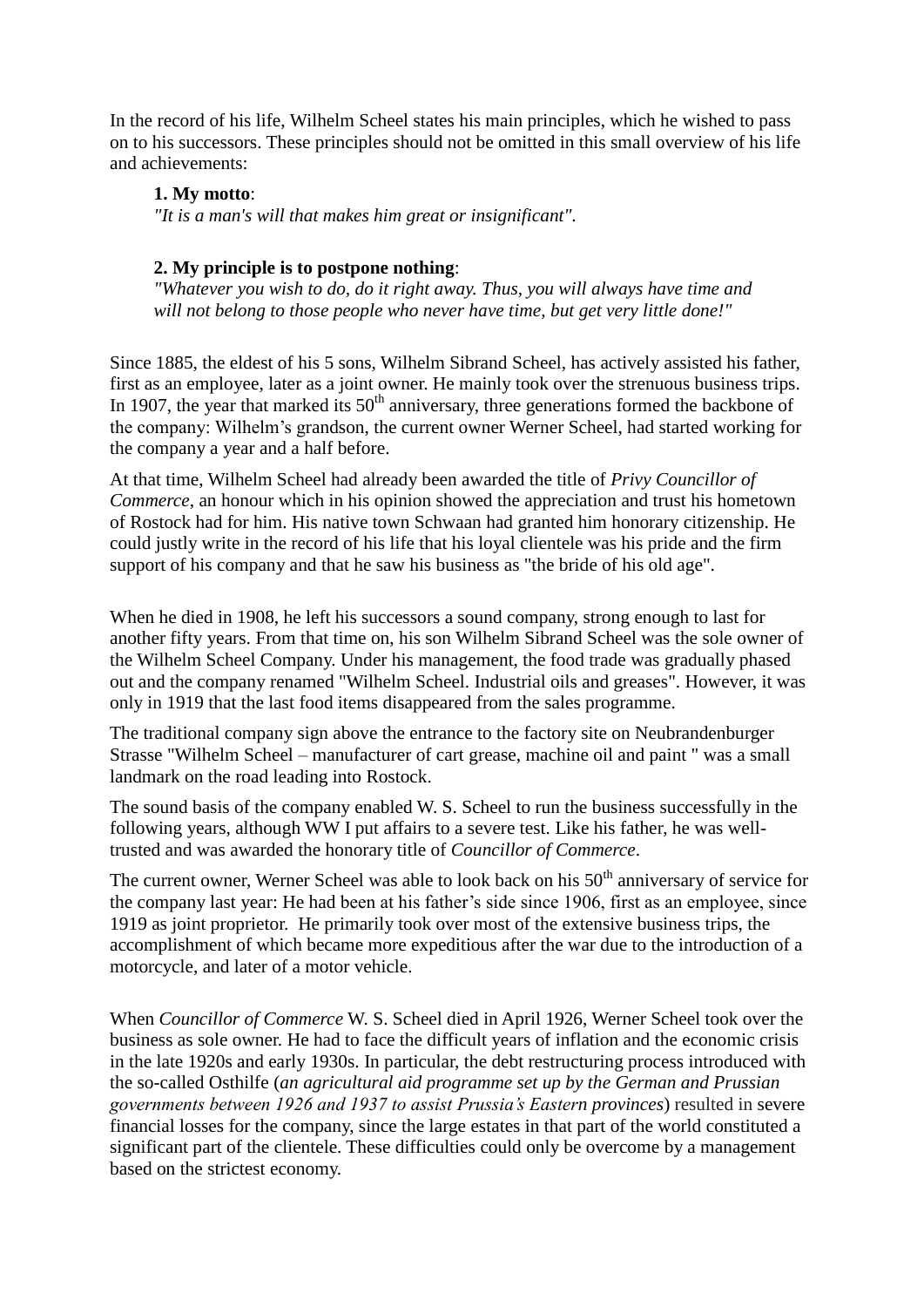In the record of his life, Wilhelm Scheel states his main principles, which he wished to pass on to his successors. These principles should not be omitted in this small overview of his life and achievements:

> **1. My motto**:
> *"It is a man's will that makes him great or insignificant".*
>
> **2. My principle is to postpone nothing**:
> *"Whatever you wish to do, do it right away. Thus, you will always have time and will not belong to those people who never have time, but get very little done!"*

Since 1885, the eldest of his 5 sons, Wilhelm Sibrand Scheel, has actively assisted his father, first as an employee, later as a joint owner. He mainly took over the strenuous business trips. In 1907, the year that marked its 50th anniversary, three generations formed the backbone of the company: Wilhelm's grandson, the current owner Werner Scheel, had started working for the company a year and a half before.

At that time, Wilhelm Scheel had already been awarded the title of *Privy Councillor of Commerce*, an honour which in his opinion showed the appreciation and trust his hometown of Rostock had for him. His native town Schwaan had granted him honorary citizenship. He could justly write in the record of his life that his loyal clientele was his pride and the firm support of his company and that he saw his business as "the bride of his old age".

When he died in 1908, he left his successors a sound company, strong enough to last for another fifty years. From that time on, his son Wilhelm Sibrand Scheel was the sole owner of the Wilhelm Scheel Company. Under his management, the food trade was gradually phased out and the company renamed "Wilhelm Scheel. Industrial oils and greases". However, it was only in 1919 that the last food items disappeared from the sales programme.

The traditional company sign above the entrance to the factory site on Neubrandenburger Strasse "Wilhelm Scheel – manufacturer of cart grease, machine oil and paint " was a small landmark on the road leading into Rostock.

The sound basis of the company enabled W. S. Scheel to run the business successfully in the following years, although WW I put affairs to a severe test. Like his father, he was well-trusted and was awarded the honorary title of *Councillor of Commerce*.

The current owner, Werner Scheel was able to look back on his 50th anniversary of service for the company last year: He had been at his father's side since 1906, first as an employee, since 1919 as joint proprietor. He primarily took over most of the extensive business trips, the accomplishment of which became more expeditious after the war due to the introduction of a motorcycle, and later of a motor vehicle.

When *Councillor of Commerce* W. S. Scheel died in April 1926, Werner Scheel took over the business as sole owner. He had to face the difficult years of inflation and the economic crisis in the late 1920s and early 1930s. In particular, the debt restructuring process introduced with the so-called Osthilfe (*an agricultural aid programme set up by the German and Prussian governments between 1926 and 1937 to assist Prussia's Eastern provinces*) resulted in severe financial losses for the company, since the large estates in that part of the world constituted a significant part of the clientele. These difficulties could only be overcome by a management based on the strictest economy.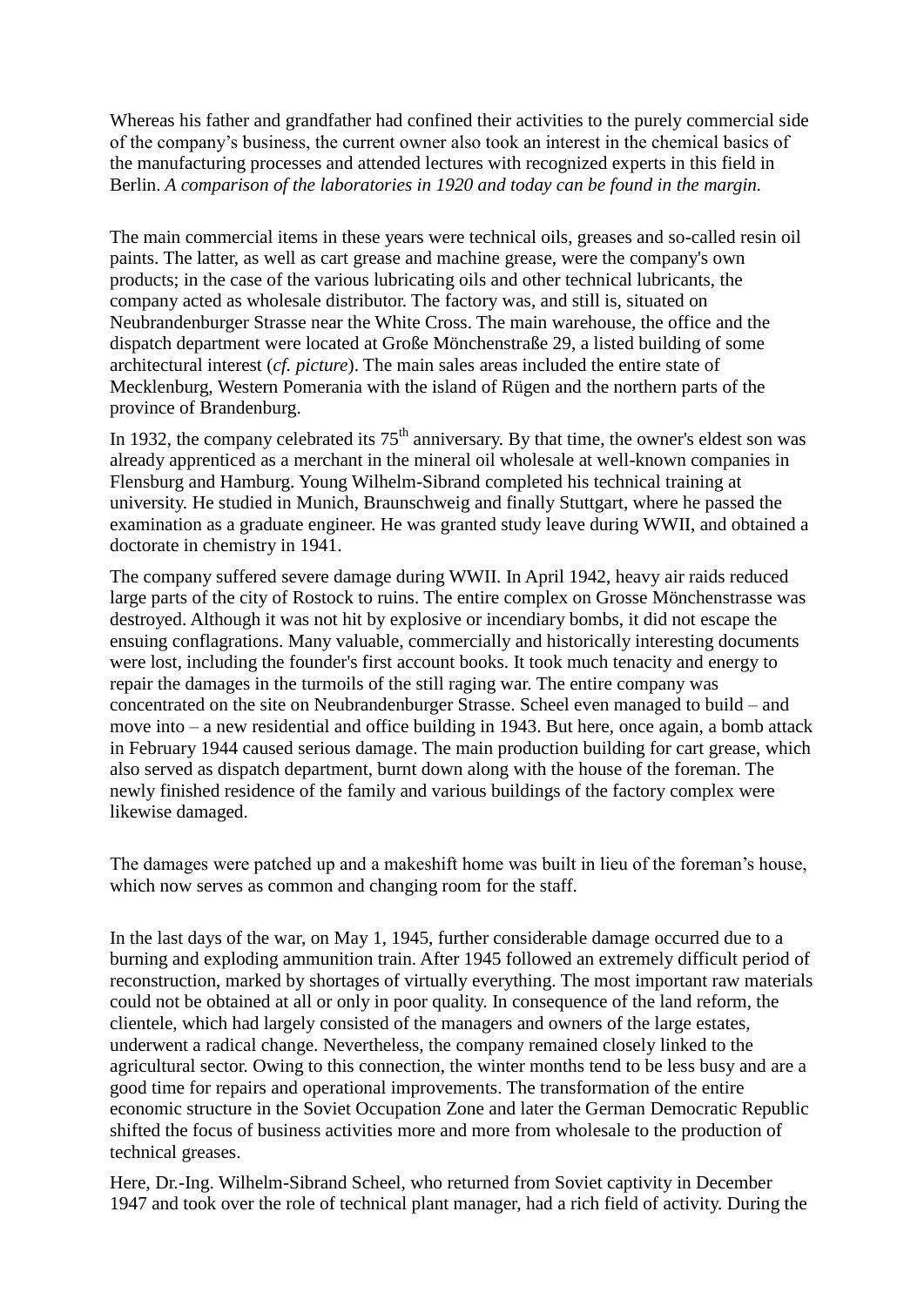Whereas his father and grandfather had confined their activities to the purely commercial side of the company's business, the current owner also took an interest in the chemical basics of the manufacturing processes and attended lectures with recognized experts in this field in Berlin. *A comparison of the laboratories in 1920 and today can be found in the margin.*

The main commercial items in these years were technical oils, greases and so-called resin oil paints. The latter, as well as cart grease and machine grease, were the company's own products; in the case of the various lubricating oils and other technical lubricants, the company acted as wholesale distributor. The factory was, and still is, situated on Neubrandenburger Strasse near the White Cross. The main warehouse, the office and the dispatch department were located at Große Mönchenstraße 29, a listed building of some architectural interest (*cf. picture*). The main sales areas included the entire state of Mecklenburg, Western Pomerania with the island of Rügen and the northern parts of the province of Brandenburg.

In 1932, the company celebrated its 75th anniversary. By that time, the owner's eldest son was already apprenticed as a merchant in the mineral oil wholesale at well-known companies in Flensburg and Hamburg. Young Wilhelm-Sibrand completed his technical training at university. He studied in Munich, Braunschweig and finally Stuttgart, where he passed the examination as a graduate engineer. He was granted study leave during WWII, and obtained a doctorate in chemistry in 1941.

The company suffered severe damage during WWII. In April 1942, heavy air raids reduced large parts of the city of Rostock to ruins. The entire complex on Grosse Mönchenstrasse was destroyed. Although it was not hit by explosive or incendiary bombs, it did not escape the ensuing conflagrations. Many valuable, commercially and historically interesting documents were lost, including the founder's first account books. It took much tenacity and energy to repair the damages in the turmoils of the still raging war. The entire company was concentrated on the site on Neubrandenburger Strasse. Scheel even managed to build – and move into – a new residential and office building in 1943. But here, once again, a bomb attack in February 1944 caused serious damage. The main production building for cart grease, which also served as dispatch department, burnt down along with the house of the foreman. The newly finished residence of the family and various buildings of the factory complex were likewise damaged.

The damages were patched up and a makeshift home was built in lieu of the foreman's house, which now serves as common and changing room for the staff.

In the last days of the war, on May 1, 1945, further considerable damage occurred due to a burning and exploding ammunition train. After 1945 followed an extremely difficult period of reconstruction, marked by shortages of virtually everything. The most important raw materials could not be obtained at all or only in poor quality. In consequence of the land reform, the clientele, which had largely consisted of the managers and owners of the large estates, underwent a radical change. Nevertheless, the company remained closely linked to the agricultural sector. Owing to this connection, the winter months tend to be less busy and are a good time for repairs and operational improvements. The transformation of the entire economic structure in the Soviet Occupation Zone and later the German Democratic Republic shifted the focus of business activities more and more from wholesale to the production of technical greases.

Here, Dr.-Ing. Wilhelm-Sibrand Scheel, who returned from Soviet captivity in December 1947 and took over the role of technical plant manager, had a rich field of activity. During the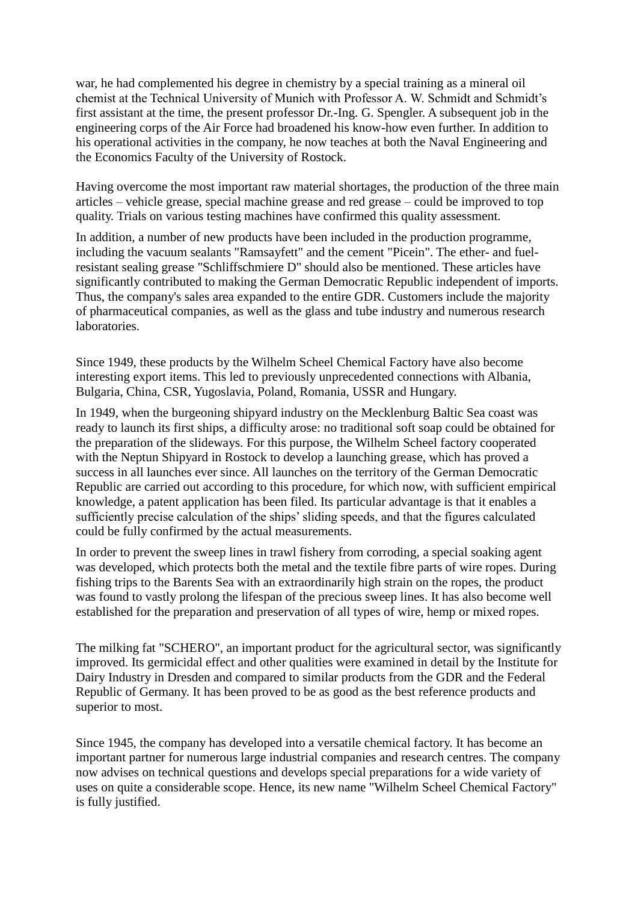war, he had complemented his degree in chemistry by a special training as a mineral oil chemist at the Technical University of Munich with Professor A. W. Schmidt and Schmidt's first assistant at the time, the present professor Dr.-Ing. G. Spengler. A subsequent job in the engineering corps of the Air Force had broadened his know-how even further. In addition to his operational activities in the company, he now teaches at both the Naval Engineering and the Economics Faculty of the University of Rostock.

Having overcome the most important raw material shortages, the production of the three main articles – vehicle grease, special machine grease and red grease – could be improved to top quality. Trials on various testing machines have confirmed this quality assessment.

In addition, a number of new products have been included in the production programme, including the vacuum sealants "Ramsayfett" and the cement "Picein". The ether- and fuel-resistant sealing grease "Schliffschmiere D" should also be mentioned. These articles have significantly contributed to making the German Democratic Republic independent of imports. Thus, the company's sales area expanded to the entire GDR. Customers include the majority of pharmaceutical companies, as well as the glass and tube industry and numerous research laboratories.

Since 1949, these products by the Wilhelm Scheel Chemical Factory have also become interesting export items. This led to previously unprecedented connections with Albania, Bulgaria, China, CSR, Yugoslavia, Poland, Romania, USSR and Hungary.

In 1949, when the burgeoning shipyard industry on the Mecklenburg Baltic Sea coast was ready to launch its first ships, a difficulty arose: no traditional soft soap could be obtained for the preparation of the slideways. For this purpose, the Wilhelm Scheel factory cooperated with the Neptun Shipyard in Rostock to develop a launching grease, which has proved a success in all launches ever since. All launches on the territory of the German Democratic Republic are carried out according to this procedure, for which now, with sufficient empirical knowledge, a patent application has been filed. Its particular advantage is that it enables a sufficiently precise calculation of the ships' sliding speeds, and that the figures calculated could be fully confirmed by the actual measurements.

In order to prevent the sweep lines in trawl fishery from corroding, a special soaking agent was developed, which protects both the metal and the textile fibre parts of wire ropes. During fishing trips to the Barents Sea with an extraordinarily high strain on the ropes, the product was found to vastly prolong the lifespan of the precious sweep lines. It has also become well established for the preparation and preservation of all types of wire, hemp or mixed ropes.

The milking fat "SCHERO", an important product for the agricultural sector, was significantly improved. Its germicidal effect and other qualities were examined in detail by the Institute for Dairy Industry in Dresden and compared to similar products from the GDR and the Federal Republic of Germany. It has been proved to be as good as the best reference products and superior to most.

Since 1945, the company has developed into a versatile chemical factory. It has become an important partner for numerous large industrial companies and research centres. The company now advises on technical questions and develops special preparations for a wide variety of uses on quite a considerable scope. Hence, its new name "Wilhelm Scheel Chemical Factory" is fully justified.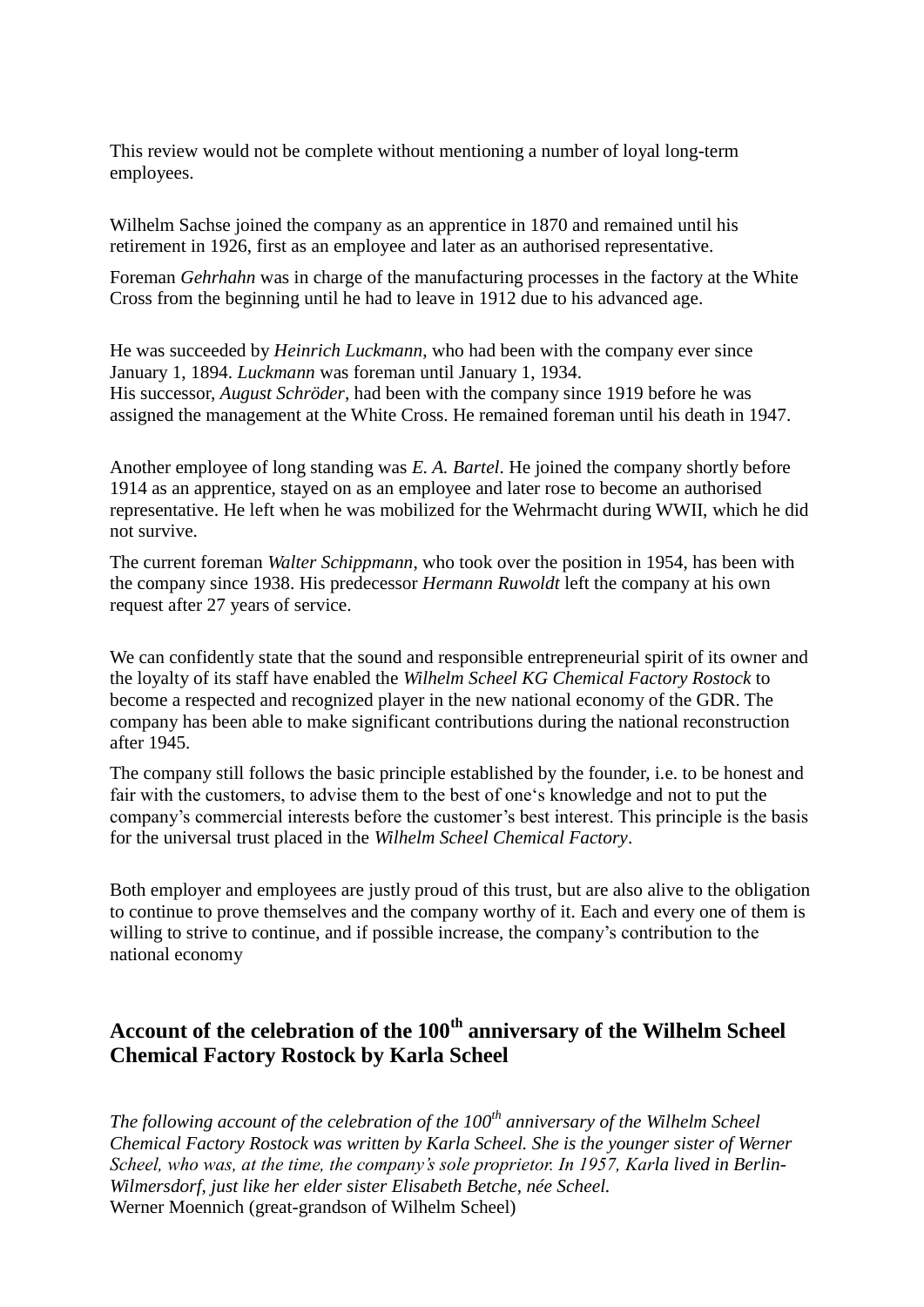This review would not be complete without mentioning a number of loyal long-term employees.

Wilhelm Sachse joined the company as an apprentice in 1870 and remained until his retirement in 1926, first as an employee and later as an authorised representative.

Foreman *Gehrhahn* was in charge of the manufacturing processes in the factory at the White Cross from the beginning until he had to leave in 1912 due to his advanced age.

He was succeeded by *Heinrich Luckmann*, who had been with the company ever since January 1, 1894. *Luckmann* was foreman until January 1, 1934.
His successor, *August Schröder*, had been with the company since 1919 before he was assigned the management at the White Cross. He remained foreman until his death in 1947.

Another employee of long standing was *E. A. Bartel*. He joined the company shortly before 1914 as an apprentice, stayed on as an employee and later rose to become an authorised representative. He left when he was mobilized for the Wehrmacht during WWII, which he did not survive.

The current foreman *Walter Schippmann*, who took over the position in 1954, has been with the company since 1938. His predecessor *Hermann Ruwoldt* left the company at his own request after 27 years of service.

We can confidently state that the sound and responsible entrepreneurial spirit of its owner and the loyalty of its staff have enabled the *Wilhelm Scheel KG Chemical Factory Rostock* to become a respected and recognized player in the new national economy of the GDR. The company has been able to make significant contributions during the national reconstruction after 1945.

The company still follows the basic principle established by the founder, i.e. to be honest and fair with the customers, to advise them to the best of one‘s knowledge and not to put the company's commercial interests before the customer's best interest. This principle is the basis for the universal trust placed in the *Wilhelm Scheel Chemical Factory*.

Both employer and employees are justly proud of this trust, but are also alive to the obligation to continue to prove themselves and the company worthy of it. Each and every one of them is willing to strive to continue, and if possible increase, the company's contribution to the national economy

## Account of the celebration of the 100th anniversary of the Wilhelm Scheel Chemical Factory Rostock by Karla Scheel

*The following account of the celebration of the 100th anniversary of the Wilhelm Scheel Chemical Factory Rostock was written by Karla Scheel. She is the younger sister of Werner Scheel, who was, at the time, the company's sole proprietor. In 1957, Karla lived in Berlin-Wilmersdorf, just like her elder sister Elisabeth Betche, née Scheel.*
Werner Moennich (great-grandson of Wilhelm Scheel)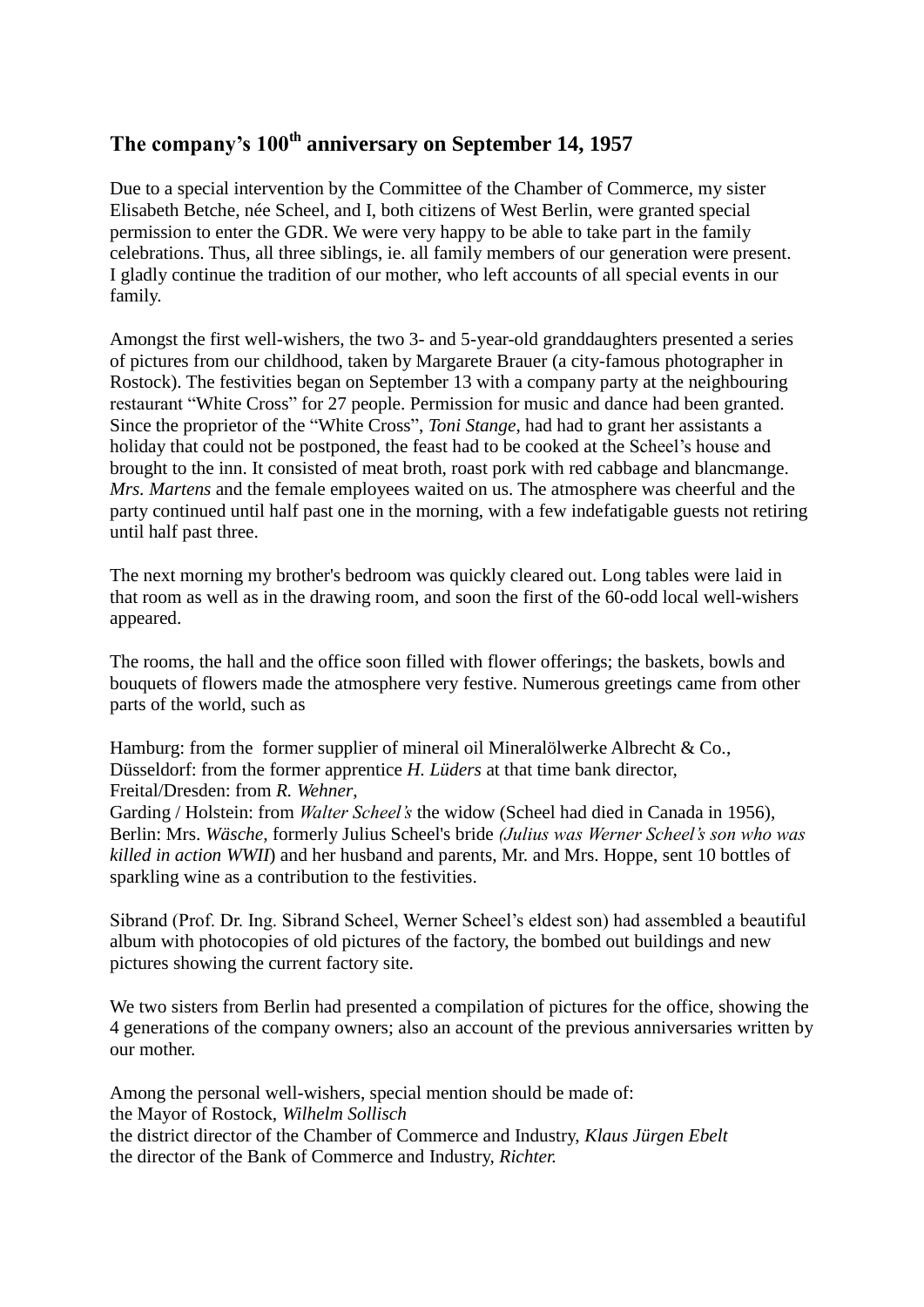## The company's 100th anniversary on September 14, 1957

Due to a special intervention by the Committee of the Chamber of Commerce, my sister Elisabeth Betche, née Scheel, and I, both citizens of West Berlin, were granted special permission to enter the GDR. We were very happy to be able to take part in the family celebrations. Thus, all three siblings, ie. all family members of our generation were present. I gladly continue the tradition of our mother, who left accounts of all special events in our family.

Amongst the first well-wishers, the two 3- and 5-year-old granddaughters presented a series of pictures from our childhood, taken by Margarete Brauer (a city-famous photographer in Rostock). The festivities began on September 13 with a company party at the neighbouring restaurant "White Cross" for 27 people. Permission for music and dance had been granted. Since the proprietor of the "White Cross", *Toni Stange*, had had to grant her assistants a holiday that could not be postponed, the feast had to be cooked at the Scheel's house and brought to the inn. It consisted of meat broth, roast pork with red cabbage and blancmange. *Mrs. Martens* and the female employees waited on us. The atmosphere was cheerful and the party continued until half past one in the morning, with a few indefatigable guests not retiring until half past three.

The next morning my brother's bedroom was quickly cleared out. Long tables were laid in that room as well as in the drawing room, and soon the first of the 60-odd local well-wishers appeared.

The rooms, the hall and the office soon filled with flower offerings; the baskets, bowls and bouquets of flowers made the atmosphere very festive. Numerous greetings came from other parts of the world, such as

Hamburg: from the former supplier of mineral oil Mineralölwerke Albrecht & Co.,
Düsseldorf: from the former apprentice *H. Lüders* at that time bank director,
Freital/Dresden: from *R. Wehner*,
Garding / Holstein: from *Walter Scheel's* the widow (Scheel had died in Canada in 1956),
Berlin: Mrs. *Wäsche*, formerly Julius Scheel's bride *(Julius was Werner Scheel's son who was killed in action WWII*) and her husband and parents, Mr. and Mrs. Hoppe, sent 10 bottles of sparkling wine as a contribution to the festivities.

Sibrand (Prof. Dr. Ing. Sibrand Scheel, Werner Scheel's eldest son) had assembled a beautiful album with photocopies of old pictures of the factory, the bombed out buildings and new pictures showing the current factory site.

We two sisters from Berlin had presented a compilation of pictures for the office, showing the 4 generations of the company owners; also an account of the previous anniversaries written by our mother.

Among the personal well-wishers, special mention should be made of:
the Mayor of Rostock, *Wilhelm Sollisch*
the district director of the Chamber of Commerce and Industry, *Klaus Jürgen Ebelt*
the director of the Bank of Commerce and Industry, *Richter.*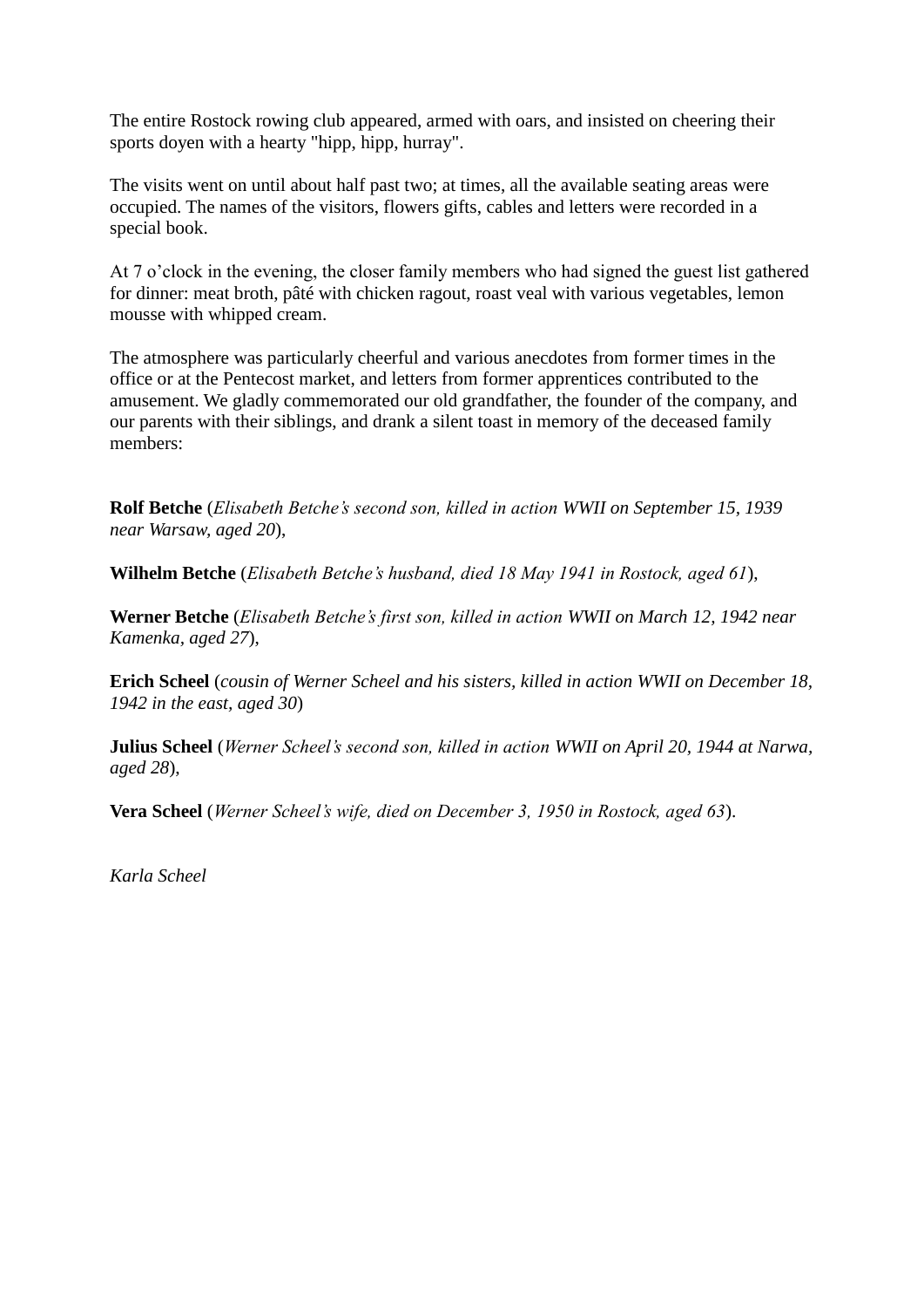The entire Rostock rowing club appeared, armed with oars, and insisted on cheering their sports doyen with a hearty "hipp, hipp, hurray".

The visits went on until about half past two; at times, all the available seating areas were occupied. The names of the visitors, flowers gifts, cables and letters were recorded in a special book.

At 7 o'clock in the evening, the closer family members who had signed the guest list gathered for dinner: meat broth, pâté with chicken ragout, roast veal with various vegetables, lemon mousse with whipped cream.

The atmosphere was particularly cheerful and various anecdotes from former times in the office or at the Pentecost market, and letters from former apprentices contributed to the amusement. We gladly commemorated our old grandfather, the founder of the company, and our parents with their siblings, and drank a silent toast in memory of the deceased family members:

**Rolf Betche** (*Elisabeth Betche's second son, killed in action WWII on September 15, 1939 near Warsaw, aged 20*),

**Wilhelm Betche** (*Elisabeth Betche's husband, died 18 May 1941 in Rostock, aged 61*),

**Werner Betche** (*Elisabeth Betche's first son, killed in action WWII on March 12, 1942 near Kamenka, aged 27*),

**Erich Scheel** (*cousin of Werner Scheel and his sisters, killed in action WWII on December 18, 1942 in the east, aged 30*)

**Julius Scheel** (*Werner Scheel's second son, killed in action WWII on April 20, 1944 at Narwa, aged 28*),

**Vera Scheel** (*Werner Scheel's wife, died on December 3, 1950 in Rostock, aged 63*).

*Karla Scheel*